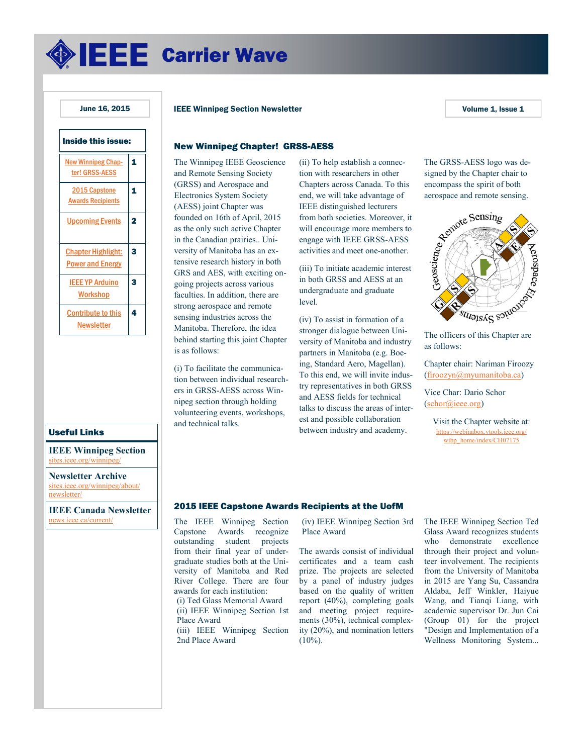# IEEE Carrier Wave

June 16, 2015

IEEE Winnipeg Section Newsletter

Volume 1, Issue 1

**Inside this issue:**

| | |
|---|---|
| New Winnipeg Chapter! GRSS-AESS | 1 |
| 2015 Capstone Awards Recipients | 1 |
| Upcoming Events | 2 |
| Chapter Highlight: Power and Energy | 3 |
| IEEE YP Arduino Workshop | 3 |
| Contribute to this Newsletter | 4 |

## New Winnipeg Chapter! GRSS-AESS

The Winnipeg IEEE Geoscience and Remote Sensing Society (GRSS) and Aerospace and Electronics System Society (AESS) joint Chapter was founded on 16th of April, 2015 as the only such active Chapter in the Canadian prairies.. University of Manitoba has an extensive research history in both GRS and AES, with exciting ongoing projects across various faculties. In addition, there are strong aerospace and remote sensing industries across the Manitoba. Therefore, the idea behind starting this joint Chapter is as follows:

(i) To facilitate the communication between individual researchers in GRSS-AESS across Winnipeg section through holding volunteering events, workshops, and technical talks.

(ii) To help establish a connection with researchers in other Chapters across Canada. To this end, we will take advantage of IEEE distinguished lecturers from both societies. Moreover, it will encourage more members to engage with IEEE GRSS-AESS activities and meet one-another.

(iii) To initiate academic interest in both GRSS and AESS at an undergraduate and graduate level.

(iv) To assist in formation of a stronger dialogue between University of Manitoba and industry partners in Manitoba (e.g. Boeing, Standard Aero, Magellan). To this end, we will invite industry representatives in both GRSS and AESS fields for technical talks to discuss the areas of interest and possible collaboration between industry and academy.

The GRSS-AESS logo was designed by the Chapter chair to encompass the spirit of both aerospace and remote sensing.

The officers of this Chapter are as follows:

Chapter chair: Nariman Firoozy (firoozyn@myumanitoba.ca)

Vice Char: Dario Schor (schor@ieee.org)

Visit the Chapter website at: https://webinabox.vtools.ieee.org/wibp_home/index/CH07175

## 2015 IEEE Capstone Awards Recipients at the UofM

The IEEE Winnipeg Section Capstone Awards recognize outstanding student projects from their final year of undergraduate studies both at the University of Manitoba and Red River College. There are four awards for each institution:

(i) Ted Glass Memorial Award
(ii) IEEE Winnipeg Section 1st Place Award
(iii) IEEE Winnipeg Section 2nd Place Award
(iv) IEEE Winnipeg Section 3rd Place Award

The awards consist of individual certificates and a team cash prize. The projects are selected by a panel of industry judges based on the quality of written report (40%), completing goals and meeting project requirements (30%), technical complexity (20%), and nomination letters (10%).

The IEEE Winnipeg Section Ted Glass Award recognizes students who demonstrate excellence through their project and volunteer involvement. The recipients from the University of Manitoba in 2015 are Yang Su, Cassandra Aldaba, Jeff Winkler, Haiyue Wang, and Tianqi Liang, with academic supervisor Dr. Jun Cai (Group 01) for the project "Design and Implementation of a Wellness Monitoring System...

**Useful Links**

**IEEE Winnipeg Section**
sites.ieee.org/winnipeg/

**Newsletter Archive**
sites.ieee.org/winnipeg/about/newsletter/

**IEEE Canada Newsletter**
news.ieee.ca/current/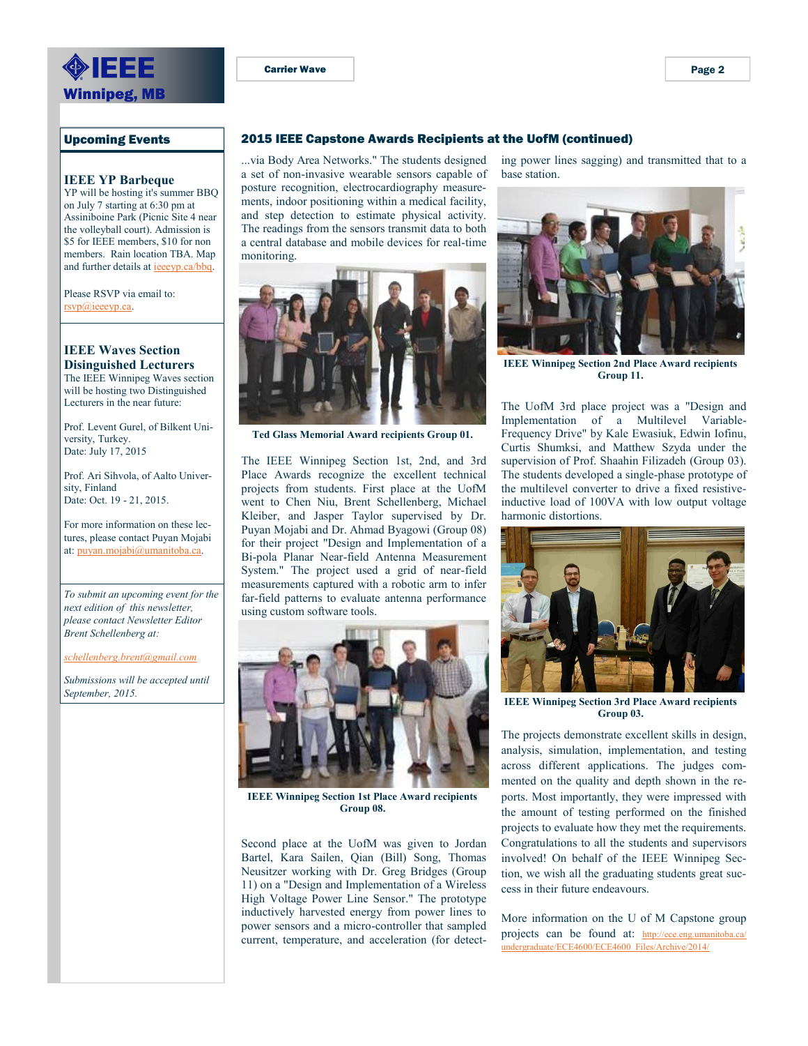## Upcoming Events

### IEEE YP Barbeque

YP will be hosting it's summer BBQ on July 7 starting at 6:30 pm at Assiniboine Park (Picnic Site 4 near the volleyball court). Admission is $5 for IEEE members, $10 for non members. Rain location TBA. Map and further details at ieeeyp.ca/bbq.

Please RSVP via email to: rsvp@ieeeyp.ca.

### IEEE Waves Section Disinguished Lecturers

The IEEE Winnipeg Waves section will be hosting two Distinguished Lecturers in the near future:

Prof. Levent Gurel, of Bilkent University, Turkey.
Date: July 17, 2015

Prof. Ari Sihvola, of Aalto University, Finland
Date: Oct. 19 - 21, 2015.

For more information on these lectures, please contact Puyan Mojabi at: puyan.mojabi@umanitoba.ca.

*To submit an upcoming event for the next edition of this newsletter, please contact Newsletter Editor Brent Schellenberg at:*

*schellenberg.brent@gmail.com*

*Submissions will be accepted until September, 2015.*

## 2015 IEEE Capstone Awards Recipients at the UofM (continued)

...via Body Area Networks." The students designed a set of non-invasive wearable sensors capable of posture recognition, electrocardiography measurements, indoor positioning within a medical facility, and step detection to estimate physical activity. The readings from the sensors transmit data to both a central database and mobile devices for real-time monitoring.

**Ted Glass Memorial Award recipients Group 01.**

The IEEE Winnipeg Section 1st, 2nd, and 3rd Place Awards recognize the excellent technical projects from students. First place at the UofM went to Chen Niu, Brent Schellenberg, Michael Kleiber, and Jasper Taylor supervised by Dr. Puyan Mojabi and Dr. Ahmad Byagowi (Group 08) for their project "Design and Implementation of a Bi-pola Planar Near-field Antenna Measurement System." The project used a grid of near-field measurements captured with a robotic arm to infer far-field patterns to evaluate antenna performance using custom software tools.

**IEEE Winnipeg Section 1st Place Award recipients Group 08.**

Second place at the UofM was given to Jordan Bartel, Kara Sailen, Qian (Bill) Song, Thomas Neusitzer working with Dr. Greg Bridges (Group 11) on a "Design and Implementation of a Wireless High Voltage Power Line Sensor." The prototype inductively harvested energy from power lines to power sensors and a micro-controller that sampled current, temperature, and acceleration (for detecting power lines sagging) and transmitted that to a base station.

**IEEE Winnipeg Section 2nd Place Award recipients Group 11.**

The UofM 3rd place project was a "Design and Implementation of a Multilevel Variable-Frequency Drive" by Kale Ewasiuk, Edwin Iofinu, Curtis Shumksi, and Matthew Szyda under the supervision of Prof. Shaahin Filizadeh (Group 03). The students developed a single-phase prototype of the multilevel converter to drive a fixed resistive-inductive load of 100VA with low output voltage harmonic distortions.

**IEEE Winnipeg Section 3rd Place Award recipients Group 03.**

The projects demonstrate excellent skills in design, analysis, simulation, implementation, and testing across different applications. The judges commented on the quality and depth shown in the reports. Most importantly, they were impressed with the amount of testing performed on the finished projects to evaluate how they met the requirements. Congratulations to all the students and supervisors involved! On behalf of the IEEE Winnipeg Section, we wish all the graduating students great success in their future endeavours.

More information on the U of M Capstone group projects can be found at: http://ece.eng.umanitoba.ca/undergraduate/ECE4600/ECE4600_Files/Archive/2014/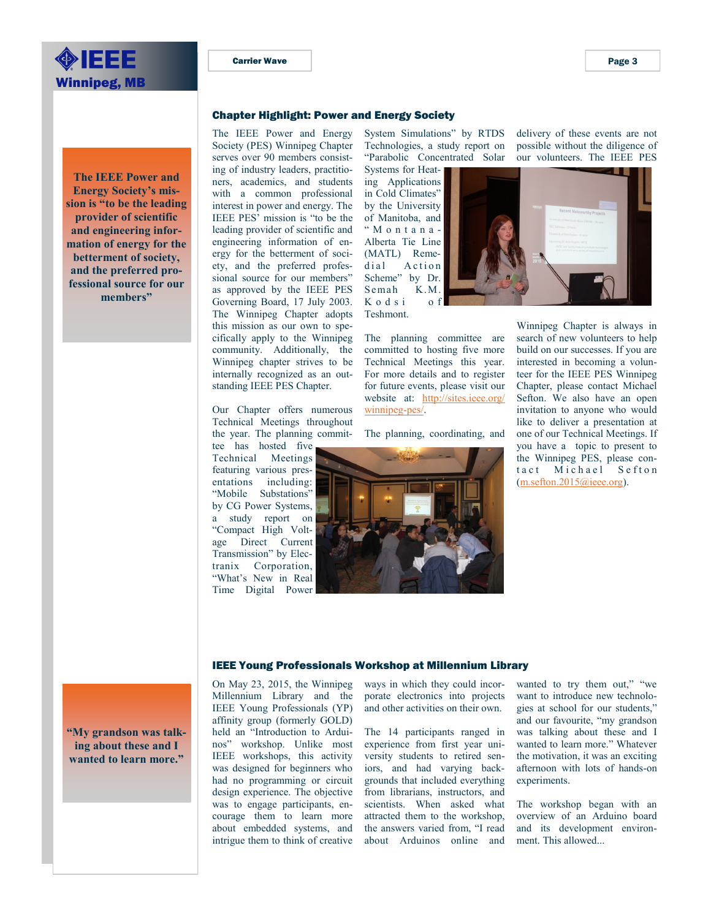## Chapter Highlight: Power and Energy Society

> **The IEEE Power and Energy Society's mission is "to be the leading provider of scientific and engineering information of energy for the betterment of society, and the preferred professional source for our members"**

The IEEE Power and Energy Society (PES) Winnipeg Chapter serves over 90 members consisting of industry leaders, practitioners, academics, and students with a common professional interest in power and energy. The IEEE PES' mission is "to be the leading provider of scientific and engineering information of energy for the betterment of society, and the preferred professional source for our members" as approved by the IEEE PES Governing Board, 17 July 2003. The Winnipeg Chapter adopts this mission as our own to specifically apply to the Winnipeg community. Additionally, the Winnipeg chapter strives to be internally recognized as an outstanding IEEE PES Chapter.

Our Chapter offers numerous Technical Meetings throughout the year. The planning committee has hosted five Technical Meetings featuring various presentations including: "Mobile Substations" by CG Power Systems, a study report on "Compact High Voltage Direct Current Transmission" by Electranix Corporation, "What's New in Real Time Digital Power System Simulations" by RTDS Technologies, a study report on "Parabolic Concentrated Solar Systems for Heating Applications in Cold Climates" by the University of Manitoba, and "Montana-Alberta Tie Line (MATL) Remedial Action Scheme" by Dr. Semah K.M. Kodsi of Teshmont.

The planning committee are committed to hosting five more Technical Meetings this year. For more details and to register for future events, please visit our website at: http://sites.ieee.org/winnipeg-pes/.

The planning, coordinating, and delivery of these events are not possible without the diligence of our volunteers. The IEEE PES Winnipeg Chapter is always in search of new volunteers to help build on our successes. If you are interested in becoming a volunteer for the IEEE PES Winnipeg Chapter, please contact Michael Sefton. We also have an open invitation to anyone who would like to deliver a presentation at one of our Technical Meetings. If you have a topic to present to the Winnipeg PES, please contact Michael Sefton (m.sefton.2015@ieee.org).

## IEEE Young Professionals Workshop at Millennium Library

> **"My grandson was talking about these and I wanted to learn more."**

On May 23, 2015, the Winnipeg Millennium Library and the IEEE Young Professionals (YP) affinity group (formerly GOLD) held an "Introduction to Arduinos" workshop. Unlike most IEEE workshops, this activity was designed for beginners who had no programming or circuit design experience. The objective was to engage participants, encourage them to learn more about embedded systems, and intrigue them to think of creative ways in which they could incorporate electronics into projects and other activities on their own.

The 14 participants ranged in experience from first year university students to retired seniors, and had varying backgrounds that included everything from librarians, instructors, and scientists. When asked what attracted them to the workshop, the answers varied from, "I read about Arduinos online and wanted to try them out," "we want to introduce new technologies at school for our students," and our favourite, "my grandson was talking about these and I wanted to learn more." Whatever the motivation, it was an exciting afternoon with lots of hands-on experiments.

The workshop began with an overview of an Arduino board and its development environment. This allowed...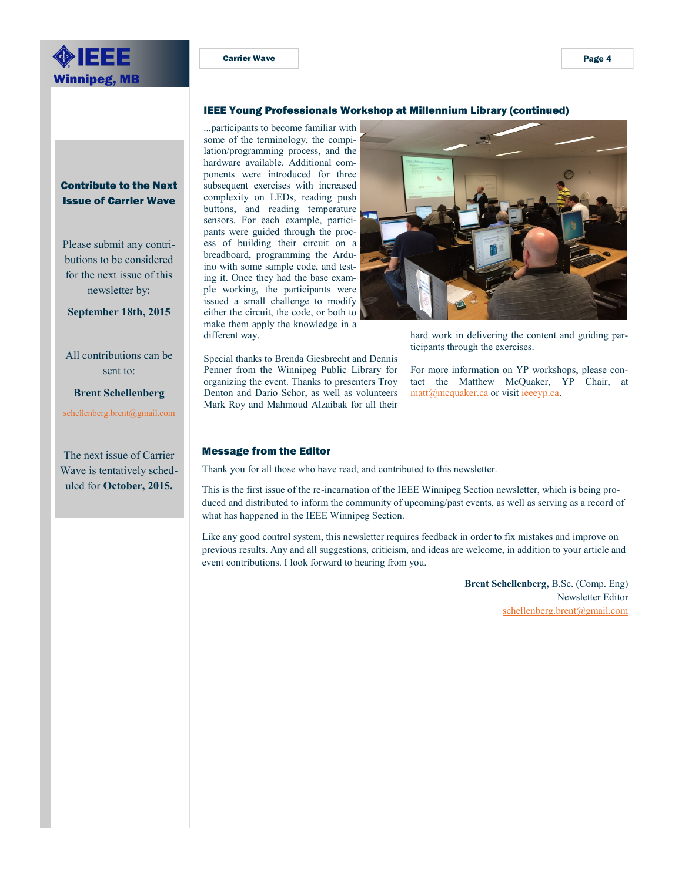## IEEE Young Professionals Workshop at Millennium Library (continued)

...participants to become familiar with some of the terminology, the compilation/programming process, and the hardware available. Additional components were introduced for three subsequent exercises with increased complexity on LEDs, reading push buttons, and reading temperature sensors. For each example, participants were guided through the process of building their circuit on a breadboard, programming the Arduino with some sample code, and testing it. Once they had the base example working, the participants were issued a small challenge to modify either the circuit, the code, or both to make them apply the knowledge in a different way.

Special thanks to Brenda Giesbrecht and Dennis Penner from the Winnipeg Public Library for organizing the event. Thanks to presenters Troy Denton and Dario Schor, as well as volunteers Mark Roy and Mahmoud Alzaibak for all their hard work in delivering the content and guiding participants through the exercises.

For more information on YP workshops, please contact the Matthew McQuaker, YP Chair, at matt@mcquaker.ca or visit ieeeyp.ca.

## Message from the Editor

Thank you for all those who have read, and contributed to this newsletter.

This is the first issue of the re-incarnation of the IEEE Winnipeg Section newsletter, which is being produced and distributed to inform the community of upcoming/past events, as well as serving as a record of what has happened in the IEEE Winnipeg Section.

Like any good control system, this newsletter requires feedback in order to fix mistakes and improve on previous results. Any and all suggestions, criticism, and ideas are welcome, in addition to your article and event contributions. I look forward to hearing from you.

**Brent Schellenberg,** B.Sc. (Comp. Eng)
Newsletter Editor
schellenberg.brent@gmail.com

### Contribute to the Next Issue of Carrier Wave

Please submit any contributions to be considered for the next issue of this newsletter by:

**September 18th, 2015**

All contributions can be sent to:

**Brent Schellenberg**

schellenberg.brent@gmail.com

The next issue of Carrier Wave is tentatively scheduled for **October, 2015.**